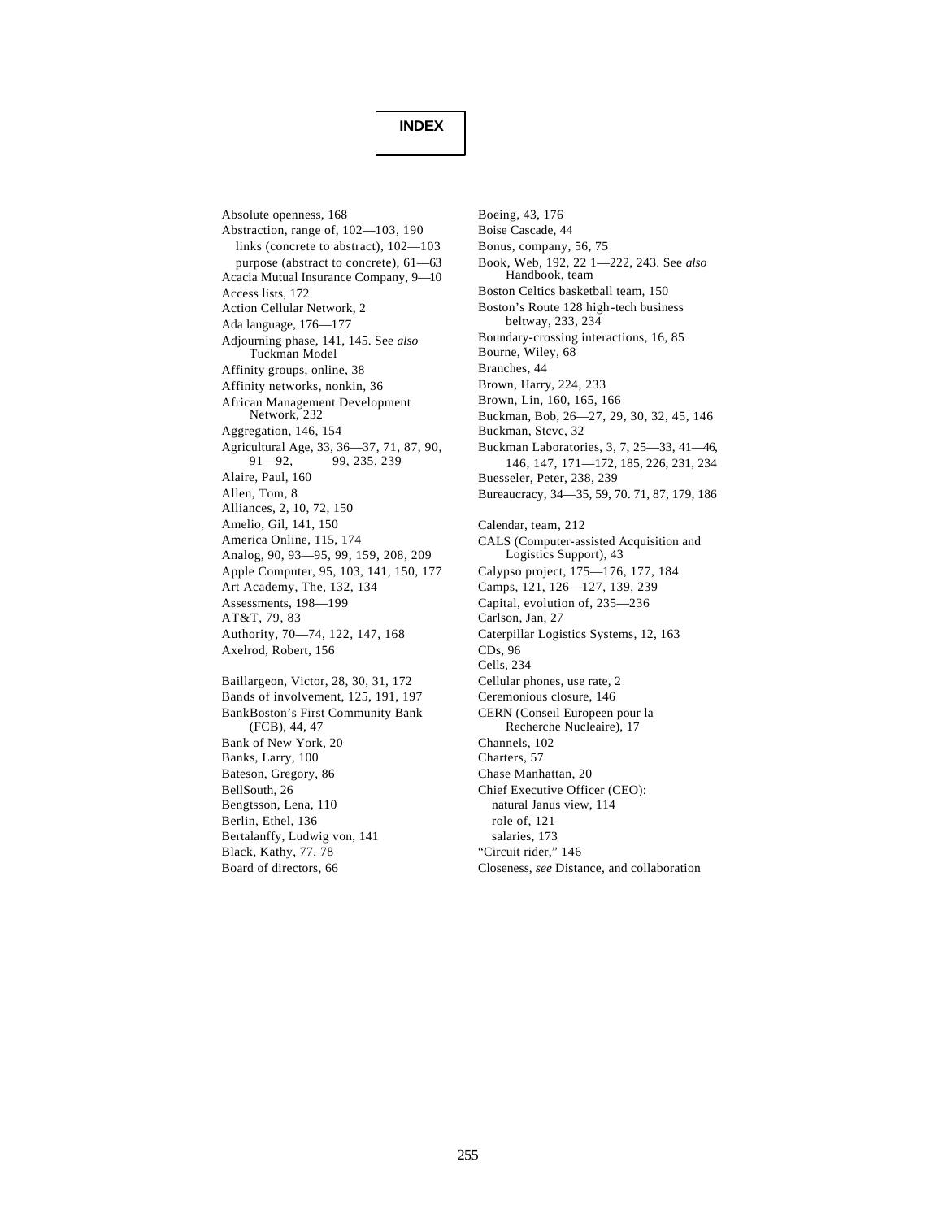# INDEX

Absolute openness, 168
Abstraction, range of, 102—103, 190
  links (concrete to abstract), 102—103
  purpose (abstract to concrete), 61—63
Acacia Mutual Insurance Company, 9—10
Access lists, 172
Action Cellular Network, 2
Ada language, 176—177
Adjourning phase, 141, 145. See *also* Tuckman Model
Affinity groups, online, 38
Affinity networks, nonkin, 36
African Management Development Network, 232
Aggregation, 146, 154
Agricultural Age, 33, 36—37, 71, 87, 90, 91—92, 99, 235, 239
Alaire, Paul, 160
Allen, Tom, 8
Alliances, 2, 10, 72, 150
Amelio, Gil, 141, 150
America Online, 115, 174
Analog, 90, 93—95, 99, 159, 208, 209
Apple Computer, 95, 103, 141, 150, 177
Art Academy, The, 132, 134
Assessments, 198—199
AT&T, 79, 83
Authority, 70—74, 122, 147, 168
Axelrod, Robert, 156

Baillargeon, Victor, 28, 30, 31, 172
Bands of involvement, 125, 191, 197
BankBoston's First Community Bank (FCB), 44, 47
Bank of New York, 20
Banks, Larry, 100
Bateson, Gregory, 86
BellSouth, 26
Bengtsson, Lena, 110
Berlin, Ethel, 136
Bertalanffy, Ludwig von, 141
Black, Kathy, 77, 78
Board of directors, 66

Boeing, 43, 176
Boise Cascade, 44
Bonus, company, 56, 75
Book, Web, 192, 22 1—222, 243. See *also* Handbook, team
Boston Celtics basketball team, 150
Boston's Route 128 high-tech business beltway, 233, 234
Boundary-crossing interactions, 16, 85
Bourne, Wiley, 68
Branches, 44
Brown, Harry, 224, 233
Brown, Lin, 160, 165, 166
Buckman, Bob, 26—27, 29, 30, 32, 45, 146
Buckman, Stcvc, 32
Buckman Laboratories, 3, 7, 25—33, 41—46, 146, 147, 171—172, 185, 226, 231, 234
Buesseler, Peter, 238, 239
Bureaucracy, 34—35, 59, 70. 71, 87, 179, 186

Calendar, team, 212
CALS (Computer-assisted Acquisition and Logistics Support), 43
Calypso project, 175—176, 177, 184
Camps, 121, 126—127, 139, 239
Capital, evolution of, 235—236
Carlson, Jan, 27
Caterpillar Logistics Systems, 12, 163
CDs, 96
Cells, 234
Cellular phones, use rate, 2
Ceremonious closure, 146
CERN (Conseil Europeen pour la Recherche Nucleaire), 17
Channels, 102
Charters, 57
Chase Manhattan, 20
Chief Executive Officer (CEO):
  natural Janus view, 114
  role of, 121
  salaries, 173
"Circuit rider," 146
Closeness, *see* Distance, and collaboration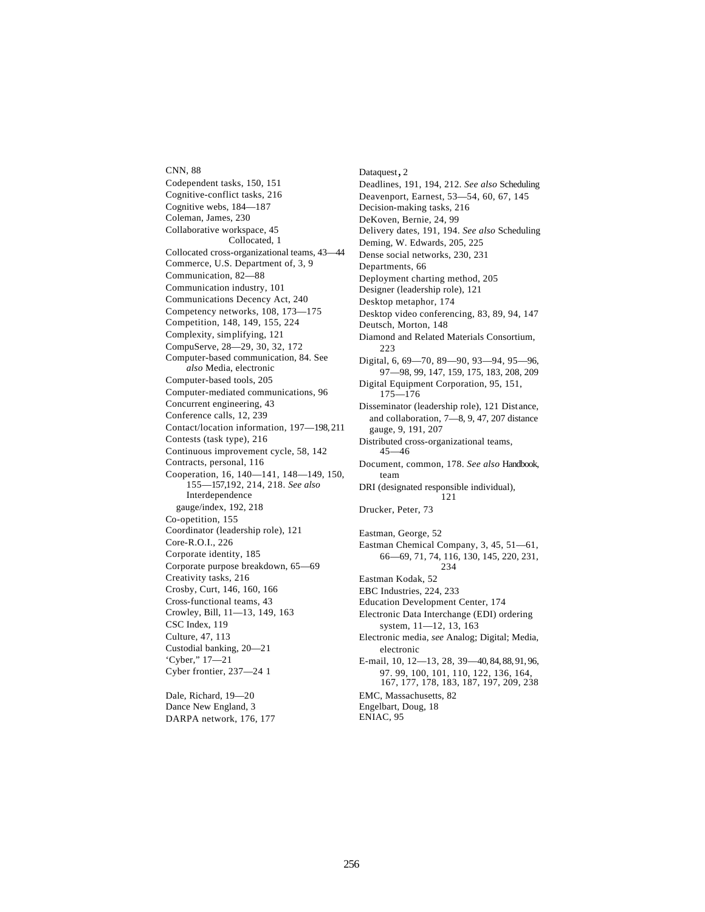CNN, 88
Codependent tasks, 150, 151
Cognitive-conflict tasks, 216
Cognitive webs, 184—187
Coleman, James, 230
Collaborative workspace, 45
Collocated, 1
Collocated cross-organizational teams, 43—44
Commerce, U.S. Department of, 3, 9
Communication, 82—88
Communication industry, 101
Communications Decency Act, 240
Competency networks, 108, 173—175
Competition, 148, 149, 155, 224
Complexity, simplifying, 121
CompuServe, 28—29, 30, 32, 172
Computer-based communication, 84. See *also* Media, electronic
Computer-based tools, 205
Computer-mediated communications, 96
Concurrent engineering, 43
Conference calls, 12, 239
Contact/location information, 197—198, 211
Contests (task type), 216
Continuous improvement cycle, 58, 142
Contracts, personal, 116
Cooperation, 16, 140—141, 148—149, 150, 155—157,192, 214, 218. *See also* Interdependence
gauge/index, 192, 218
Co-opetition, 155
Coordinator (leadership role), 121
Core-R.O.I., 226
Corporate identity, 185
Corporate purpose breakdown, 65—69
Creativity tasks, 216
Crosby, Curt, 146, 160, 166
Cross-functional teams, 43
Crowley, Bill, 11—13, 149, 163
CSC Index, 119
Culture, 47, 113
Custodial banking, 20—21
'Cyber," 17—21
Cyber frontier, 237—24 1

Dale, Richard, 19—20
Dance New England, 3
DARPA network, 176, 177
Dataquest, 2
Deadlines, 191, 194, 212. *See also* Scheduling
Deavenport, Earnest, 53—54, 60, 67, 145
Decision-making tasks, 216
DeKoven, Bernie, 24, 99
Delivery dates, 191, 194. *See also* Scheduling
Deming, W. Edwards, 205, 225
Dense social networks, 230, 231
Departments, 66
Deployment charting method, 205
Designer (leadership role), 121
Desktop metaphor, 174
Desktop video conferencing, 83, 89, 94, 147
Deutsch, Morton, 148
Diamond and Related Materials Consortium, 223
Digital, 6, 69—70, 89—90, 93—94, 95—96, 97—98, 99, 147, 159, 175, 183, 208, 209
Digital Equipment Corporation, 95, 151, 175—176
Disseminator (leadership role), 121
Distance, and collaboration, 7—8, 9, 47, 207
distance gauge, 9, 191, 207
Distributed cross-organizational teams, 45—46
Document, common, 178. *See also* Handbook, team
DRI (designated responsible individual), 121
Drucker, Peter, 73

Eastman, George, 52
Eastman Chemical Company, 3, 45, 51—61, 66—69, 71, 74, 116, 130, 145, 220, 231, 234
Eastman Kodak, 52
EBC Industries, 224, 233
Education Development Center, 174
Electronic Data Interchange (EDI) ordering system, 11—12, 13, 163
Electronic media, *see* Analog; Digital; Media, electronic
E-mail, 10, 12—13, 28, 39—40, 84, 88, 91, 96, 97. 99, 100, 101, 110, 122, 136, 164, 167, 177, 178, 183, 187, 197, 209, 238
EMC, Massachusetts, 82
Engelbart, Doug, 18
ENIAC, 95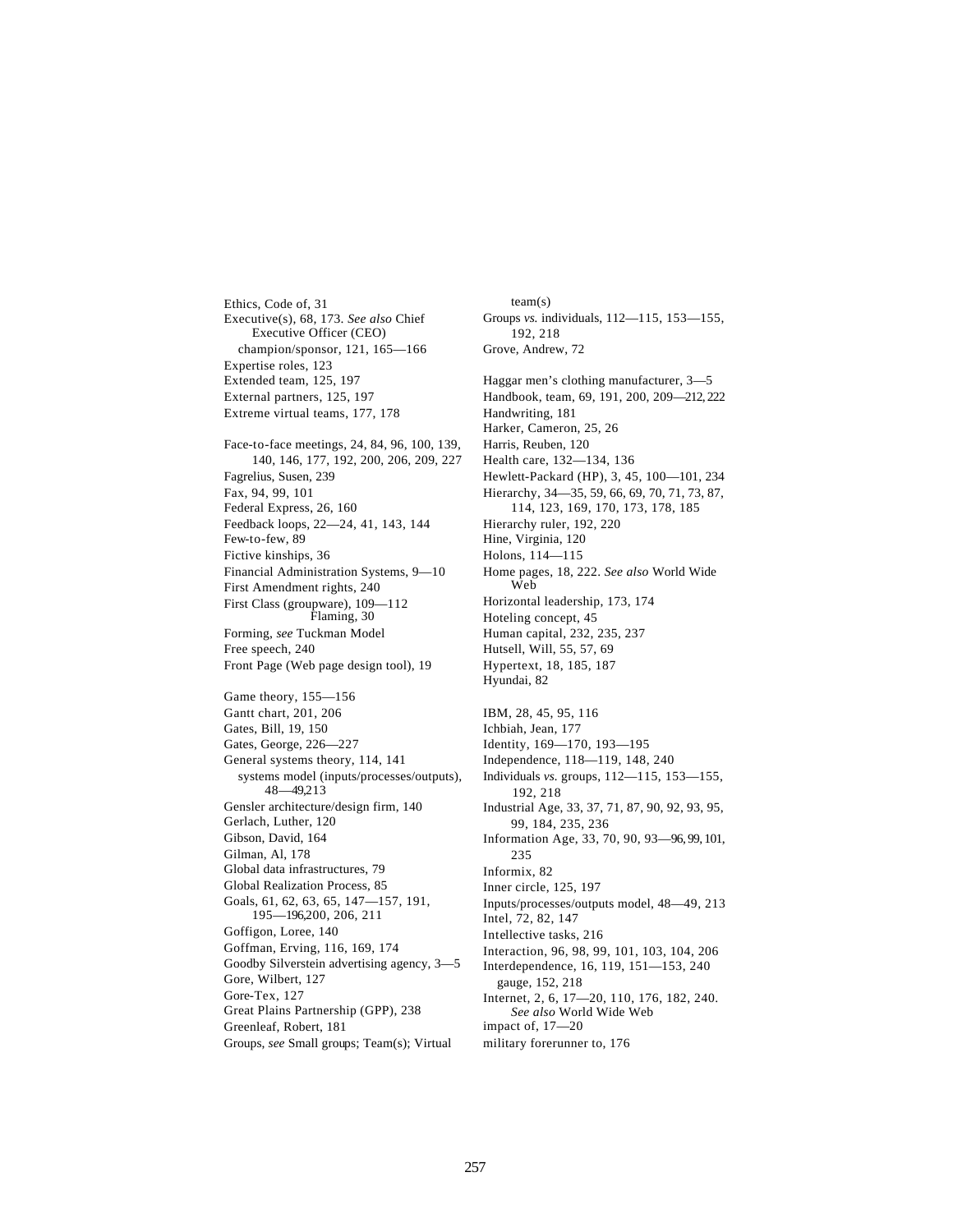Ethics, Code of, 31
Executive(s), 68, 173. *See also* Chief Executive Officer (CEO)
  champion/sponsor, 121, 165—166
Expertise roles, 123
Extended team, 125, 197
External partners, 125, 197
Extreme virtual teams, 177, 178

Face-to-face meetings, 24, 84, 96, 100, 139, 140, 146, 177, 192, 200, 206, 209, 227
Fagrelius, Susen, 239
Fax, 94, 99, 101
Federal Express, 26, 160
Feedback loops, 22—24, 41, 143, 144
Few-to-few, 89
Fictive kinships, 36
Financial Administration Systems, 9—10
First Amendment rights, 240
First Class (groupware), 109—112
Flaming, 30
Forming, *see* Tuckman Model
Free speech, 240
Front Page (Web page design tool), 19

Game theory, 155—156
Gantt chart, 201, 206
Gates, Bill, 19, 150
Gates, George, 226—227
General systems theory, 114, 141
  systems model (inputs/processes/outputs), 48—49, 213
Gensler architecture/design firm, 140
Gerlach, Luther, 120
Gibson, David, 164
Gilman, Al, 178
Global data infrastructures, 79
Global Realization Process, 85
Goals, 61, 62, 63, 65, 147—157, 191, 195—196, 200, 206, 211
Goffigon, Loree, 140
Goffman, Erving, 116, 169, 174
Goodby Silverstein advertising agency, 3—5
Gore, Wilbert, 127
Gore-Tex, 127
Great Plains Partnership (GPP), 238
Greenleaf, Robert, 181
Groups, *see* Small groups; Team(s); Virtual team(s)
Groups *vs.* individuals, 112—115, 153—155, 192, 218
Grove, Andrew, 72

Haggar men's clothing manufacturer, 3—5
Handbook, team, 69, 191, 200, 209—212, 222
Handwriting, 181
Harker, Cameron, 25, 26
Harris, Reuben, 120
Health care, 132—134, 136
Hewlett-Packard (HP), 3, 45, 100—101, 234
Hierarchy, 34—35, 59, 66, 69, 70, 71, 73, 87, 114, 123, 169, 170, 173, 178, 185
Hierarchy ruler, 192, 220
Hine, Virginia, 120
Holons, 114—115
Home pages, 18, 222. *See also* World Wide Web
Horizontal leadership, 173, 174
Hoteling concept, 45
Human capital, 232, 235, 237
Hutsell, Will, 55, 57, 69
Hypertext, 18, 185, 187
Hyundai, 82

IBM, 28, 45, 95, 116
Ichbiah, Jean, 177
Identity, 169—170, 193—195
Independence, 118—119, 148, 240
Individuals *vs.* groups, 112—115, 153—155, 192, 218
Industrial Age, 33, 37, 71, 87, 90, 92, 93, 95, 99, 184, 235, 236
Information Age, 33, 70, 90, 93—96, 99, 101, 235
Informix, 82
Inner circle, 125, 197
Inputs/processes/outputs model, 48—49, 213
Intel, 72, 82, 147
Intellective tasks, 216
Interaction, 96, 98, 99, 101, 103, 104, 206
Interdependence, 16, 119, 151—153, 240
  gauge, 152, 218
Internet, 2, 6, 17—20, 110, 176, 182, 240. *See also* World Wide Web
  impact of, 17—20
  military forerunner to, 176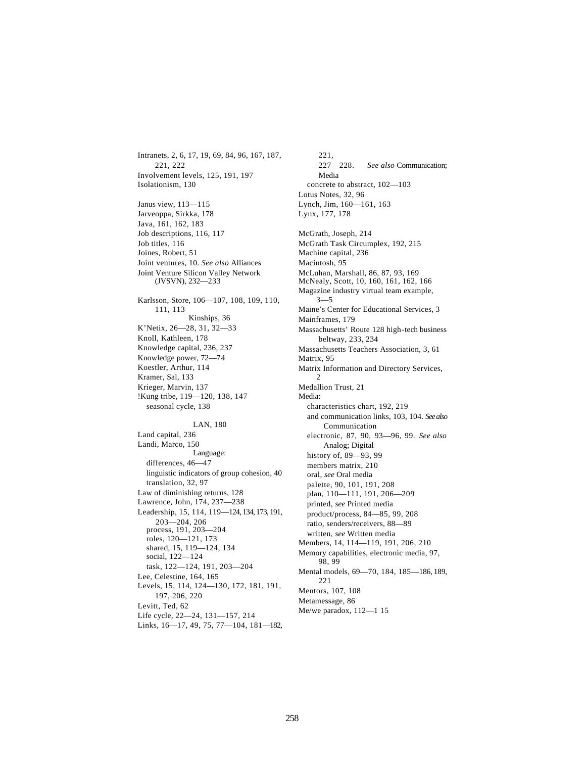Intranets, 2, 6, 17, 19, 69, 84, 96, 167, 187, 221, 222
Involvement levels, 125, 191, 197
Isolationism, 130

Janus view, 113—115
Jarveoppa, Sirkka, 178
Java, 161, 162, 183
Job descriptions, 116, 117
Job titles, 116
Joines, Robert, 51
Joint ventures, 10. *See also* Alliances
Joint Venture Silicon Valley Network (JVSVN), 232—233

Karlsson, Store, 106—107, 108, 109, 110, 111, 113
Kinships, 36
K'Netix, 26—28, 31, 32—33
Knoll, Kathleen, 178
Knowledge capital, 236, 237
Knowledge power, 72—74
Koestler, Arthur, 114
Kramer, Sal, 133
Krieger, Marvin, 137
!Kung tribe, 119—120, 138, 147
  seasonal cycle, 138

LAN, 180
Land capital, 236
Landi, Marco, 150
Language:
  differences, 46—47
  linguistic indicators of group cohesion, 40
  translation, 32, 97
Law of diminishing returns, 128
Lawrence, John, 174, 237—238
Leadership, 15, 114, 119—124, 134, 173, 191, 203—204, 206
  process, 191, 203—204
  roles, 120—121, 173
  shared, 15, 119—124, 134
  social, 122—124
  task, 122—124, 191, 203—204
Lee, Celestine, 164, 165
Levels, 15, 114, 124—130, 172, 181, 191, 197, 206, 220
Levitt, Ted, 62
Life cycle, 22—24, 131—157, 214
Links, 16—17, 49, 75, 77—104, 181—182, 221, 227—228. *See also* Communication; Media
  concrete to abstract, 102—103
Lotus Notes, 32, 96
Lynch, Jim, 160—161, 163
Lynx, 177, 178

McGrath, Joseph, 214
McGrath Task Circumplex, 192, 215
Machine capital, 236
Macintosh, 95
McLuhan, Marshall, 86, 87, 93, 169
McNealy, Scott, 10, 160, 161, 162, 166
Magazine industry virtual team example, 3—5
Maine's Center for Educational Services, 3
Mainframes, 179
Massachusetts' Route 128 high-tech business beltway, 233, 234
Massachusetts Teachers Association, 3, 61
Matrix, 95
Matrix Information and Directory Services, 2
Medallion Trust, 21
Media:
  characteristics chart, 192, 219
  and communication links, 103, 104. *See also* Communication
  electronic, 87, 90, 93—96, 99. *See also* Analog; Digital
  history of, 89—93, 99
  members matrix, 210
  oral, *see* Oral media
  palette, 90, 101, 191, 208
  plan, 110—111, 191, 206—209
  printed, *see* Printed media
  product/process, 84—85, 99, 208
  ratio, senders/receivers, 88—89
  written, *see* Written media
Members, 14, 114—119, 191, 206, 210
Memory capabilities, electronic media, 97, 98, 99
Mental models, 69—70, 184, 185—186, 189, 221
Mentors, 107, 108
Metamessage, 86
Me/we paradox, 112—1 15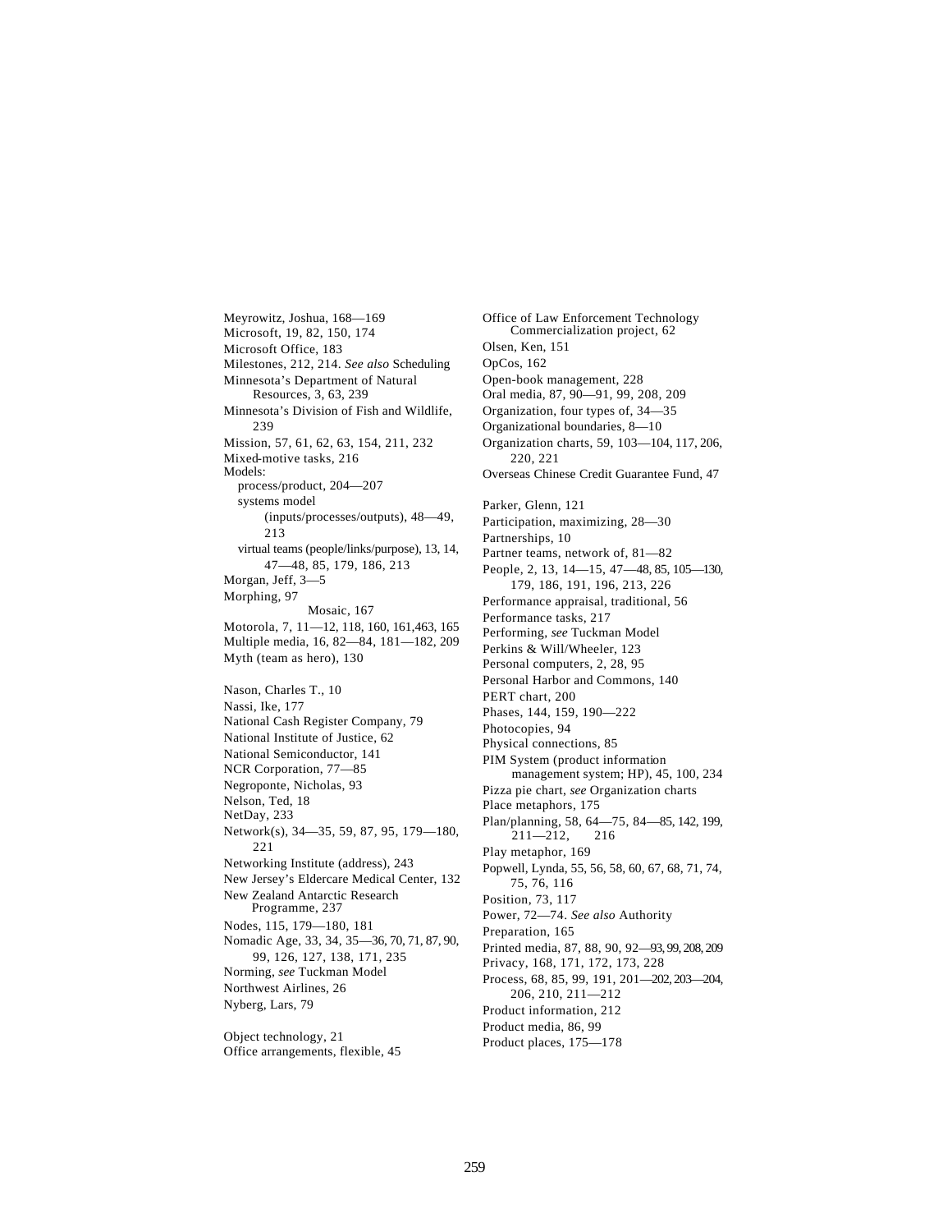Meyrowitz, Joshua, 168—169
Microsoft, 19, 82, 150, 174
Microsoft Office, 183
Milestones, 212, 214. *See also* Scheduling
Minnesota's Department of Natural Resources, 3, 63, 239
Minnesota's Division of Fish and Wildlife, 239
Mission, 57, 61, 62, 63, 154, 211, 232
Mixed-motive tasks, 216
Models:
- process/product, 204—207
- systems model (inputs/processes/outputs), 48—49, 213
- virtual teams (people/links/purpose), 13, 14, 47—48, 85, 179, 186, 213

Morgan, Jeff, 3—5
Morphing, 97
Mosaic, 167
Motorola, 7, 11—12, 118, 160, 161,463, 165
Multiple media, 16, 82—84, 181—182, 209
Myth (team as hero), 130

Nason, Charles T., 10
Nassi, Ike, 177
National Cash Register Company, 79
National Institute of Justice, 62
National Semiconductor, 141
NCR Corporation, 77—85
Negroponte, Nicholas, 93
Nelson, Ted, 18
NetDay, 233
Network(s), 34—35, 59, 87, 95, 179—180, 221
Networking Institute (address), 243
New Jersey's Eldercare Medical Center, 132
New Zealand Antarctic Research Programme, 237
Nodes, 115, 179—180, 181
Nomadic Age, 33, 34, 35—36, 70, 71, 87, 90, 99, 126, 127, 138, 171, 235
Norming, *see* Tuckman Model
Northwest Airlines, 26
Nyberg, Lars, 79

Object technology, 21
Office arrangements, flexible, 45
Office of Law Enforcement Technology Commercialization project, 62
Olsen, Ken, 151
OpCos, 162
Open-book management, 228
Oral media, 87, 90—91, 99, 208, 209
Organization, four types of, 34—35
Organizational boundaries, 8—10
Organization charts, 59, 103—104, 117, 206, 220, 221
Overseas Chinese Credit Guarantee Fund, 47

Parker, Glenn, 121
Participation, maximizing, 28—30
Partnerships, 10
Partner teams, network of, 81—82
People, 2, 13, 14—15, 47—48, 85, 105—130, 179, 186, 191, 196, 213, 226
Performance appraisal, traditional, 56
Performance tasks, 217
Performing, *see* Tuckman Model
Perkins & Will/Wheeler, 123
Personal computers, 2, 28, 95
Personal Harbor and Commons, 140
PERT chart, 200
Phases, 144, 159, 190—222
Photocopies, 94
Physical connections, 85
PIM System (product information management system; HP), 45, 100, 234
Pizza pie chart, *see* Organization charts
Place metaphors, 175
Plan/planning, 58, 64—75, 84—85, 142, 199, 211—212, 216
Play metaphor, 169
Popwell, Lynda, 55, 56, 58, 60, 67, 68, 71, 74, 75, 76, 116
Position, 73, 117
Power, 72—74. *See also* Authority
Preparation, 165
Printed media, 87, 88, 90, 92—93, 99, 208, 209
Privacy, 168, 171, 172, 173, 228
Process, 68, 85, 99, 191, 201—202, 203—204, 206, 210, 211—212
Product information, 212
Product media, 86, 99
Product places, 175—178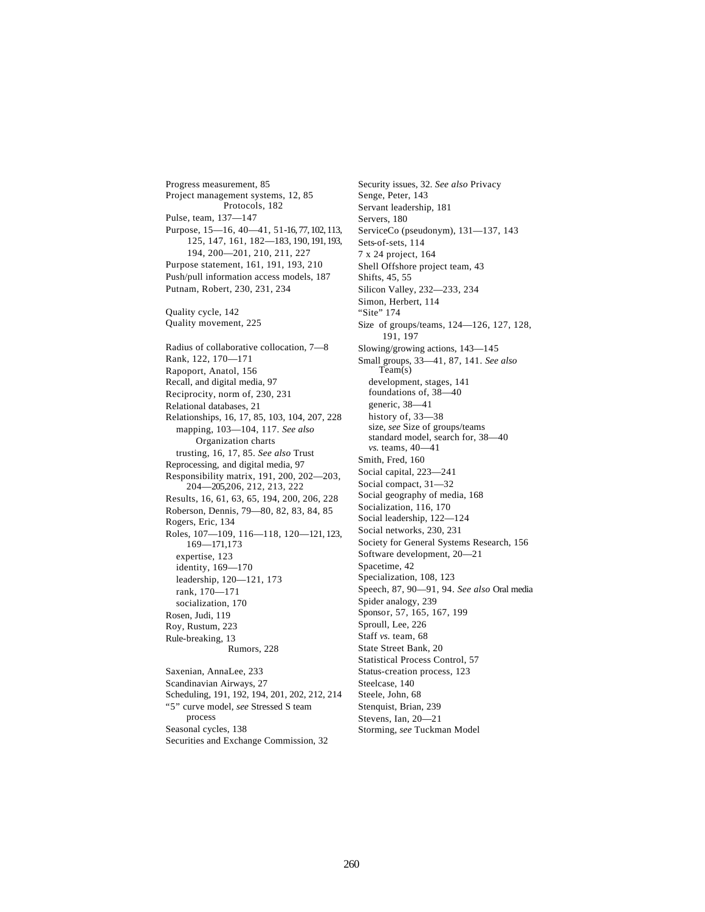Progress measurement, 85
Project management systems, 12, 85
Protocols, 182
Pulse, team, 137—147
Purpose, 15—16, 40—41, 51-16, 77, 102, 113, 125, 147, 161, 182—183, 190, 191, 193, 194, 200—201, 210, 211, 227
Purpose statement, 161, 191, 193, 210
Push/pull information access models, 187
Putnam, Robert, 230, 231, 234

Quality cycle, 142
Quality movement, 225

Radius of collaborative collocation, 7—8
Rank, 122, 170—171
Rapoport, Anatol, 156
Recall, and digital media, 97
Reciprocity, norm of, 230, 231
Relational databases, 21
Relationships, 16, 17, 85, 103, 104, 207, 228
  mapping, 103—104, 117. *See also* Organization charts
  trusting, 16, 17, 85. *See also* Trust
Reprocessing, and digital media, 97
Responsibility matrix, 191, 200, 202—203, 204—205,206, 212, 213, 222
Results, 16, 61, 63, 65, 194, 200, 206, 228
Roberson, Dennis, 79—80, 82, 83, 84, 85
Rogers, Eric, 134
Roles, 107—109, 116—118, 120—121, 123, 169—171,173
  expertise, 123
  identity, 169—170
  leadership, 120—121, 173
  rank, 170—171
  socialization, 170
Rosen, Judi, 119
Roy, Rustum, 223
Rule-breaking, 13
Rumors, 228

Saxenian, AnnaLee, 233
Scandinavian Airways, 27
Scheduling, 191, 192, 194, 201, 202, 212, 214
"5" curve model, *see* Stressed S team process
Seasonal cycles, 138
Securities and Exchange Commission, 32
Security issues, 32. *See also* Privacy
Senge, Peter, 143
Servant leadership, 181
Servers, 180
ServiceCo (pseudonym), 131—137, 143
Sets-of-sets, 114
7 x 24 project, 164
Shell Offshore project team, 43
Shifts, 45, 55
Silicon Valley, 232—233, 234
Simon, Herbert, 114
"Site" 174
Size of groups/teams, 124—126, 127, 128, 191, 197
Slowing/growing actions, 143—145
Small groups, 33—41, 87, 141. *See also* Team(s)
  development, stages, 141
  foundations of, 38—40
  generic, 38—41
  history of, 33—38
  size, *see* Size of groups/teams
  standard model, search for, 38—40
  *vs.* teams, 40—41
Smith, Fred, 160
Social capital, 223—241
Social compact, 31—32
Social geography of media, 168
Socialization, 116, 170
Social leadership, 122—124
Social networks, 230, 231
Society for General Systems Research, 156
Software development, 20—21
Spacetime, 42
Specialization, 108, 123
Speech, 87, 90—91, 94. *See also* Oral media
Spider analogy, 239
Sponsor, 57, 165, 167, 199
Sproull, Lee, 226
Staff *vs.* team, 68
State Street Bank, 20
Statistical Process Control, 57
Status-creation process, 123
Steelcase, 140
Steele, John, 68
Stenquist, Brian, 239
Stevens, Ian, 20—21
Storming, *see* Tuckman Model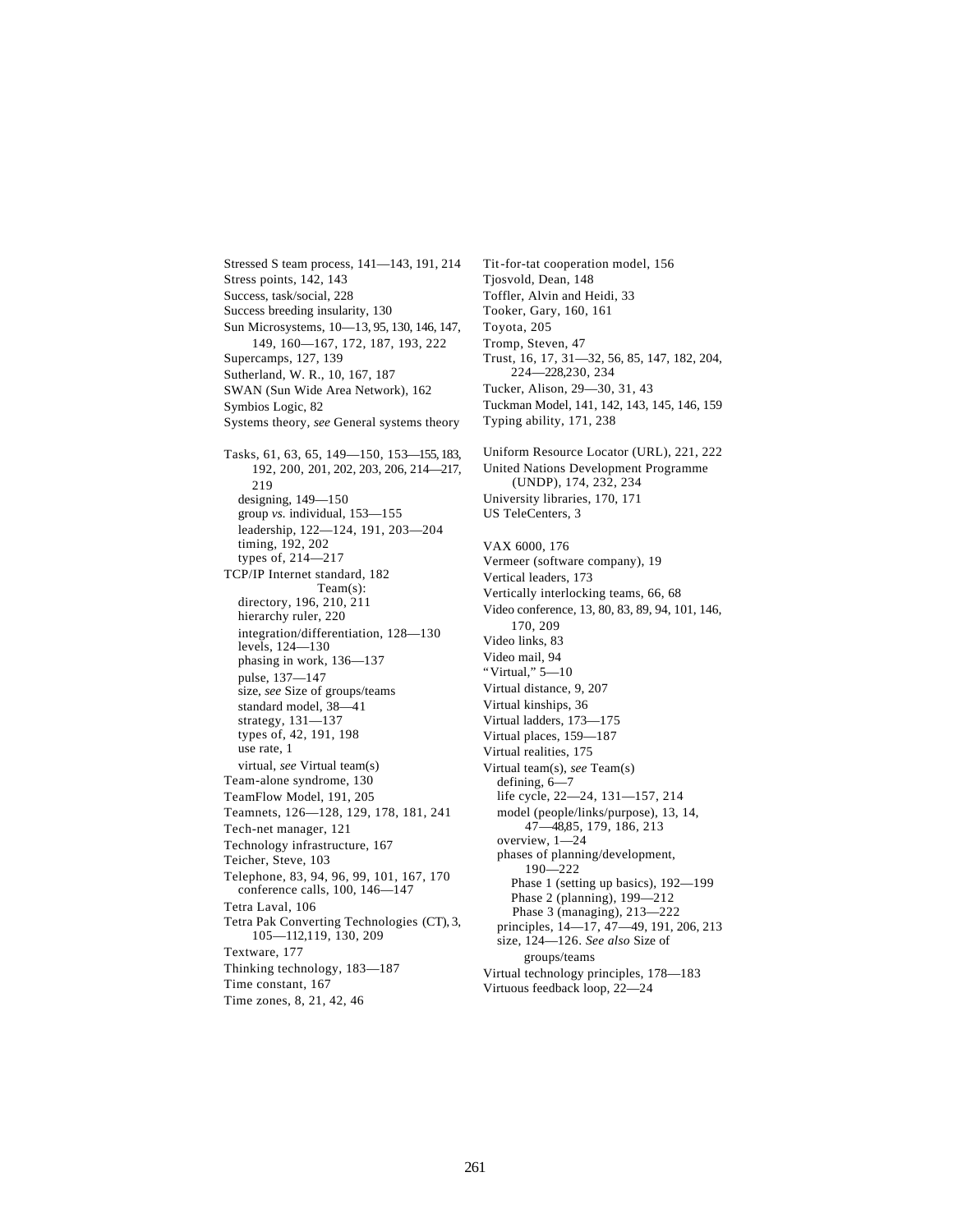Stressed S team process, 141—143, 191, 214
Stress points, 142, 143
Success, task/social, 228
Success breeding insularity, 130
Sun Microsystems, 10—13, 95, 130, 146, 147, 149, 160—167, 172, 187, 193, 222
Supercamps, 127, 139
Sutherland, W. R., 10, 167, 187
SWAN (Sun Wide Area Network), 162
Symbios Logic, 82
Systems theory, *see* General systems theory

Tasks, 61, 63, 65, 149—150, 153—155, 183, 192, 200, 201, 202, 203, 206, 214—217, 219
  designing, 149—150
  group *vs.* individual, 153—155
  leadership, 122—124, 191, 203—204
  timing, 192, 202
  types of, 214—217
TCP/IP Internet standard, 182
Team(s):
  directory, 196, 210, 211
  hierarchy ruler, 220
  integration/differentiation, 128—130
  levels, 124—130
  phasing in work, 136—137
  pulse, 137—147
  size, *see* Size of groups/teams
  standard model, 38—41
  strategy, 131—137
  types of, 42, 191, 198
  use rate, 1
  virtual, *see* Virtual team(s)
Team-alone syndrome, 130
TeamFlow Model, 191, 205
Teamnets, 126—128, 129, 178, 181, 241
Tech-net manager, 121
Technology infrastructure, 167
Teicher, Steve, 103
Telephone, 83, 94, 96, 99, 101, 167, 170
  conference calls, 100, 146—147
Tetra Laval, 106
Tetra Pak Converting Technologies (CT), 3, 105—112, 119, 130, 209
Textware, 177
Thinking technology, 183—187
Time constant, 167
Time zones, 8, 21, 42, 46

Tit-for-tat cooperation model, 156
Tjosvold, Dean, 148
Toffler, Alvin and Heidi, 33
Tooker, Gary, 160, 161
Toyota, 205
Tromp, Steven, 47
Trust, 16, 17, 31—32, 56, 85, 147, 182, 204, 224—228, 230, 234
Tucker, Alison, 29—30, 31, 43
Tuckman Model, 141, 142, 143, 145, 146, 159
Typing ability, 171, 238

Uniform Resource Locator (URL), 221, 222
United Nations Development Programme (UNDP), 174, 232, 234
University libraries, 170, 171
US TeleCenters, 3

VAX 6000, 176
Vermeer (software company), 19
Vertical leaders, 173
Vertically interlocking teams, 66, 68
Video conference, 13, 80, 83, 89, 94, 101, 146, 170, 209
Video links, 83
Video mail, 94
"Virtual," 5—10
Virtual distance, 9, 207
Virtual kinships, 36
Virtual ladders, 173—175
Virtual places, 159—187
Virtual realities, 175
Virtual team(s), *see* Team(s)
  defining, 6—7
  life cycle, 22—24, 131—157, 214
  model (people/links/purpose), 13, 14, 47—48, 85, 179, 186, 213
  overview, 1—24
  phases of planning/development, 190—222
    Phase 1 (setting up basics), 192—199
    Phase 2 (planning), 199—212
    Phase 3 (managing), 213—222
  principles, 14—17, 47—49, 191, 206, 213
  size, 124—126. *See also* Size of groups/teams
Virtual technology principles, 178—183
Virtuous feedback loop, 22—24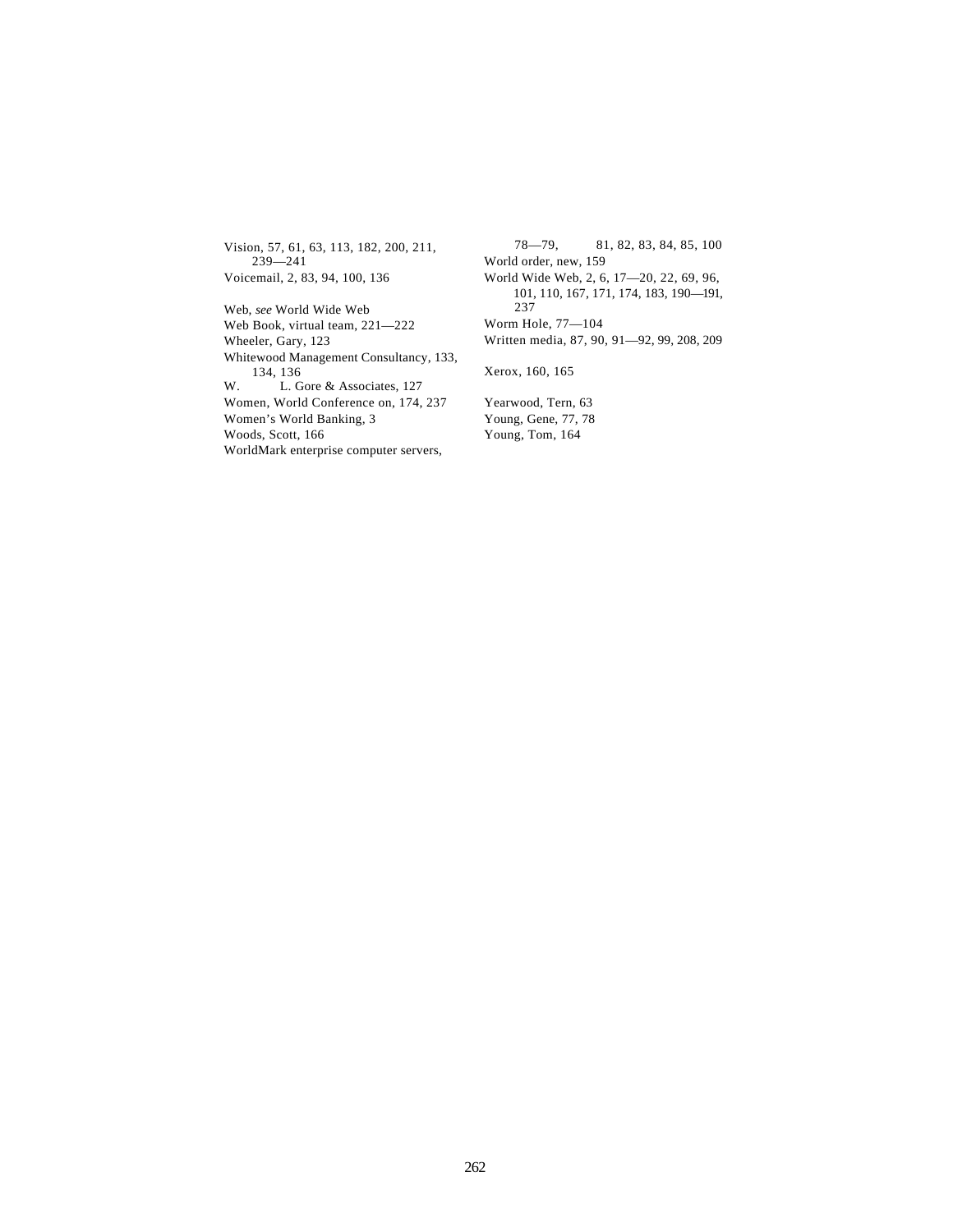Vision, 57, 61, 63, 113, 182, 200, 211, 239—241
Voicemail, 2, 83, 94, 100, 136

Web, *see* World Wide Web
Web Book, virtual team, 221—222
Wheeler, Gary, 123
Whitewood Management Consultancy, 133, 134, 136
W. L. Gore & Associates, 127
Women, World Conference on, 174, 237
Women's World Banking, 3
Woods, Scott, 166
WorldMark enterprise computer servers, 78—79, 81, 82, 83, 84, 85, 100
World order, new, 159
World Wide Web, 2, 6, 17—20, 22, 69, 96, 101, 110, 167, 171, 174, 183, 190—191, 237
Worm Hole, 77—104
Written media, 87, 90, 91—92, 99, 208, 209

Xerox, 160, 165

Yearwood, Tern, 63
Young, Gene, 77, 78
Young, Tom, 164